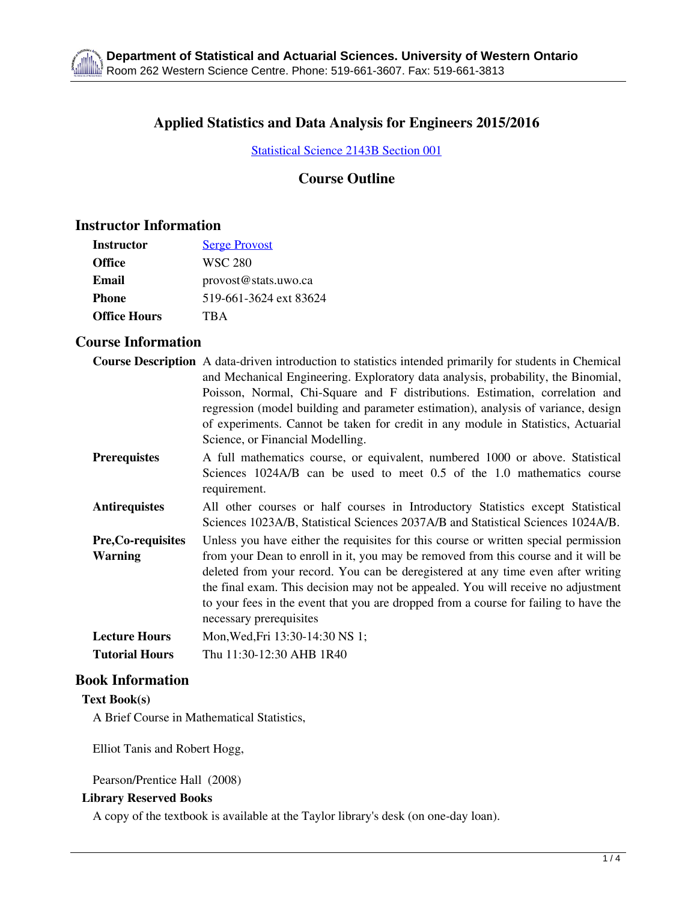# Applied Statistics and Data Analysis for Engineers 2015/2016

Statistical Science 2143B Section 001

## Course Outline

## Instructor Information

| | |
|---|---|
| **Instructor** | Serge Provost |
| **Office** | WSC 280 |
| **Email** | provost@stats.uwo.ca |
| **Phone** | 519-661-3624 ext 83624 |
| **Office Hours** | TBA |

## Course Information

| | |
|---|---|
| **Course Description** | A data-driven introduction to statistics intended primarily for students in Chemical and Mechanical Engineering. Exploratory data analysis, probability, the Binomial, Poisson, Normal, Chi-Square and F distributions. Estimation, correlation and regression (model building and parameter estimation), analysis of variance, design of experiments. Cannot be taken for credit in any module in Statistics, Actuarial Science, or Financial Modelling. |
| **Prerequistes** | A full mathematics course, or equivalent, numbered 1000 or above. Statistical Sciences 1024A/B can be used to meet 0.5 of the 1.0 mathematics course requirement. |
| **Antirequistes** | All other courses or half courses in Introductory Statistics except Statistical Sciences 1023A/B, Statistical Sciences 2037A/B and Statistical Sciences 1024A/B. |
| **Pre,Co-requisites Warning** | Unless you have either the requisites for this course or written special permission from your Dean to enroll in it, you may be removed from this course and it will be deleted from your record. You can be deregistered at any time even after writing the final exam. This decision may not be appealed. You will receive no adjustment to your fees in the event that you are dropped from a course for failing to have the necessary prerequisites |
| **Lecture Hours** | Mon,Wed,Fri 13:30-14:30 NS 1; |
| **Tutorial Hours** | Thu 11:30-12:30 AHB 1R40 |

## Book Information

### Text Book(s)

A Brief Course in Mathematical Statistics,

Elliot Tanis and Robert Hogg,

Pearson/Prentice Hall (2008)

### Library Reserved Books

A copy of the textbook is available at the Taylor library's desk (on one-day loan).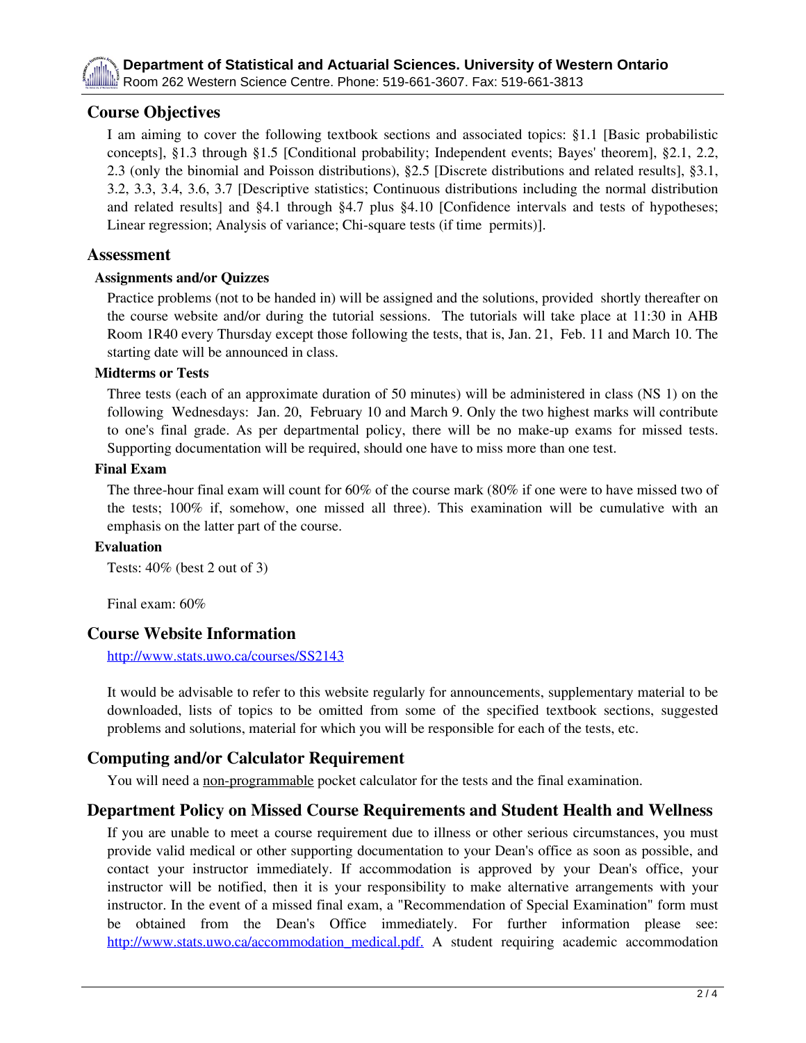## Course Objectives

I am aiming to cover the following textbook sections and associated topics: §1.1 [Basic probabilistic concepts], §1.3 through §1.5 [Conditional probability; Independent events; Bayes' theorem], §2.1, 2.2, 2.3 (only the binomial and Poisson distributions), §2.5 [Discrete distributions and related results], §3.1, 3.2, 3.3, 3.4, 3.6, 3.7 [Descriptive statistics; Continuous distributions including the normal distribution and related results] and §4.1 through §4.7 plus §4.10 [Confidence intervals and tests of hypotheses; Linear regression; Analysis of variance; Chi-square tests (if time permits)].

## Assessment

### Assignments and/or Quizzes

Practice problems (not to be handed in) will be assigned and the solutions, provided shortly thereafter on the course website and/or during the tutorial sessions. The tutorials will take place at 11:30 in AHB Room 1R40 every Thursday except those following the tests, that is, Jan. 21, Feb. 11 and March 10. The starting date will be announced in class.

### Midterms or Tests

Three tests (each of an approximate duration of 50 minutes) will be administered in class (NS 1) on the following Wednesdays: Jan. 20, February 10 and March 9. Only the two highest marks will contribute to one's final grade. As per departmental policy, there will be no make-up exams for missed tests. Supporting documentation will be required, should one have to miss more than one test.

### Final Exam

The three-hour final exam will count for 60% of the course mark (80% if one were to have missed two of the tests; 100% if, somehow, one missed all three). This examination will be cumulative with an emphasis on the latter part of the course.

### Evaluation

Tests: 40% (best 2 out of 3)

Final exam: 60%

## Course Website Information

http://www.stats.uwo.ca/courses/SS2143

It would be advisable to refer to this website regularly for announcements, supplementary material to be downloaded, lists of topics to be omitted from some of the specified textbook sections, suggested problems and solutions, material for which you will be responsible for each of the tests, etc.

## Computing and/or Calculator Requirement

You will need a non-programmable pocket calculator for the tests and the final examination.

## Department Policy on Missed Course Requirements and Student Health and Wellness

If you are unable to meet a course requirement due to illness or other serious circumstances, you must provide valid medical or other supporting documentation to your Dean's office as soon as possible, and contact your instructor immediately. If accommodation is approved by your Dean's office, your instructor will be notified, then it is your responsibility to make alternative arrangements with your instructor. In the event of a missed final exam, a "Recommendation of Special Examination" form must be obtained from the Dean's Office immediately. For further information please see: http://www.stats.uwo.ca/accommodation_medical.pdf. A student requiring academic accommodation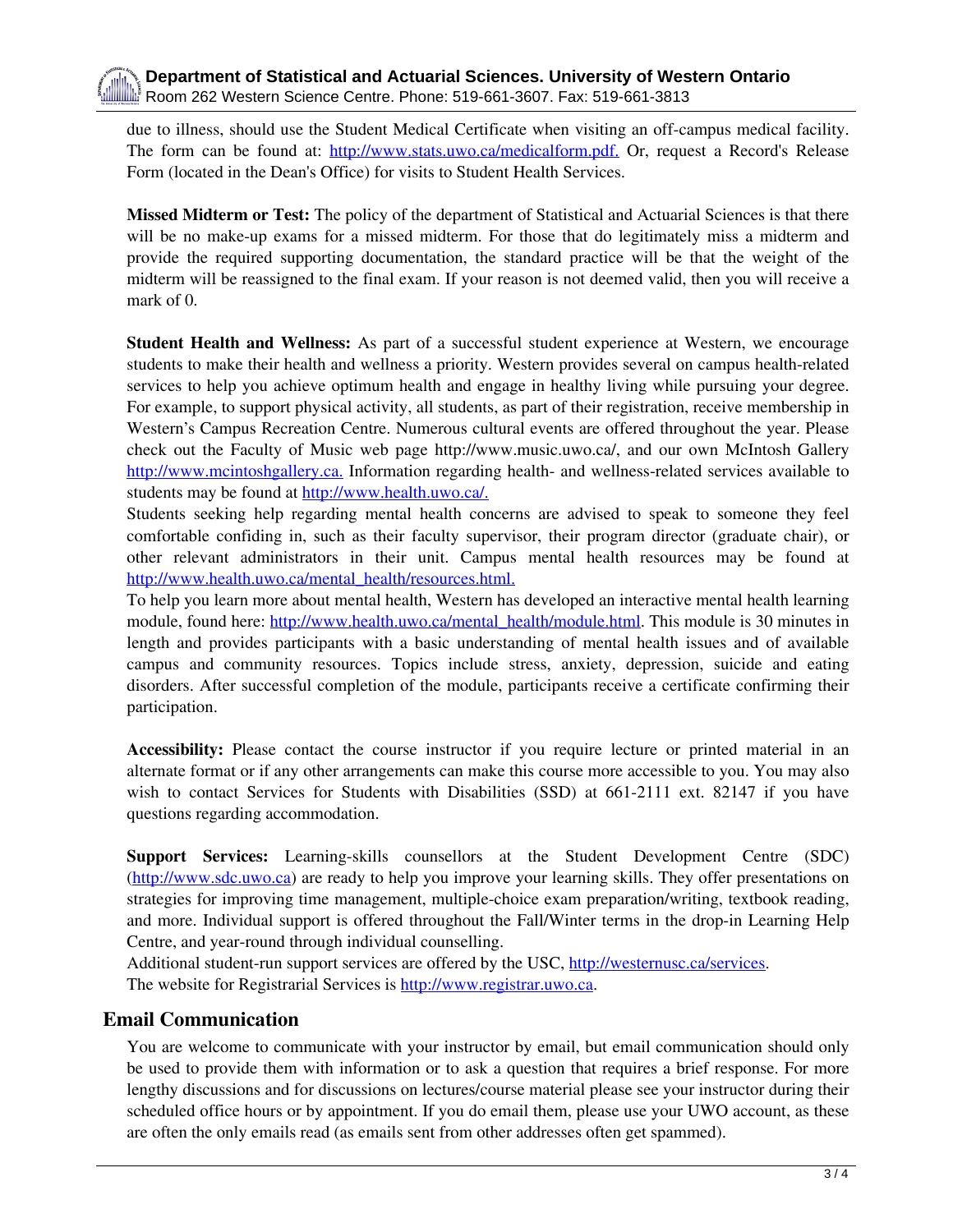due to illness, should use the Student Medical Certificate when visiting an off-campus medical facility. The form can be found at: http://www.stats.uwo.ca/medicalform.pdf. Or, request a Record's Release Form (located in the Dean's Office) for visits to Student Health Services.

**Missed Midterm or Test:** The policy of the department of Statistical and Actuarial Sciences is that there will be no make-up exams for a missed midterm. For those that do legitimately miss a midterm and provide the required supporting documentation, the standard practice will be that the weight of the midterm will be reassigned to the final exam. If your reason is not deemed valid, then you will receive a mark of 0.

**Student Health and Wellness:** As part of a successful student experience at Western, we encourage students to make their health and wellness a priority. Western provides several on campus health-related services to help you achieve optimum health and engage in healthy living while pursuing your degree. For example, to support physical activity, all students, as part of their registration, receive membership in Western's Campus Recreation Centre. Numerous cultural events are offered throughout the year. Please check out the Faculty of Music web page http://www.music.uwo.ca/, and our own McIntosh Gallery http://www.mcintoshgallery.ca. Information regarding health- and wellness-related services available to students may be found at http://www.health.uwo.ca/.

Students seeking help regarding mental health concerns are advised to speak to someone they feel comfortable confiding in, such as their faculty supervisor, their program director (graduate chair), or other relevant administrators in their unit. Campus mental health resources may be found at http://www.health.uwo.ca/mental_health/resources.html.

To help you learn more about mental health, Western has developed an interactive mental health learning module, found here: http://www.health.uwo.ca/mental_health/module.html. This module is 30 minutes in length and provides participants with a basic understanding of mental health issues and of available campus and community resources. Topics include stress, anxiety, depression, suicide and eating disorders. After successful completion of the module, participants receive a certificate confirming their participation.

**Accessibility:** Please contact the course instructor if you require lecture or printed material in an alternate format or if any other arrangements can make this course more accessible to you. You may also wish to contact Services for Students with Disabilities (SSD) at 661-2111 ext. 82147 if you have questions regarding accommodation.

**Support Services:** Learning-skills counsellors at the Student Development Centre (SDC) (http://www.sdc.uwo.ca) are ready to help you improve your learning skills. They offer presentations on strategies for improving time management, multiple-choice exam preparation/writing, textbook reading, and more. Individual support is offered throughout the Fall/Winter terms in the drop-in Learning Help Centre, and year-round through individual counselling.

Additional student-run support services are offered by the USC, http://westernusc.ca/services.

The website for Registrarial Services is http://www.registrar.uwo.ca.

## Email Communication

You are welcome to communicate with your instructor by email, but email communication should only be used to provide them with information or to ask a question that requires a brief response. For more lengthy discussions and for discussions on lectures/course material please see your instructor during their scheduled office hours or by appointment. If you do email them, please use your UWO account, as these are often the only emails read (as emails sent from other addresses often get spammed).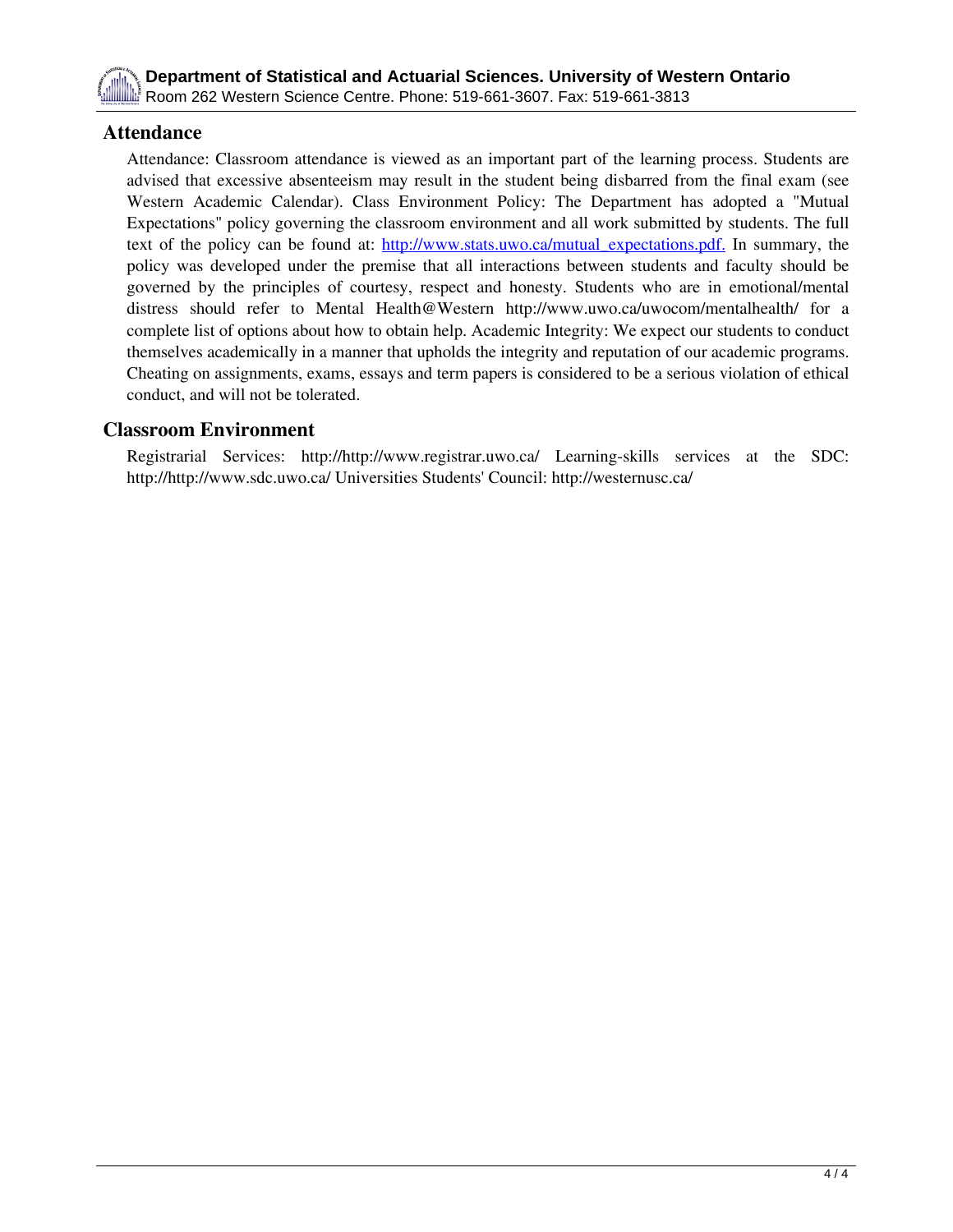## Attendance

Attendance: Classroom attendance is viewed as an important part of the learning process. Students are advised that excessive absenteeism may result in the student being disbarred from the final exam (see Western Academic Calendar). Class Environment Policy: The Department has adopted a "Mutual Expectations" policy governing the classroom environment and all work submitted by students. The full text of the policy can be found at: [http://www.stats.uwo.ca/mutual_expectations.pdf.](http://www.stats.uwo.ca/mutual_expectations.pdf) In summary, the policy was developed under the premise that all interactions between students and faculty should be governed by the principles of courtesy, respect and honesty. Students who are in emotional/mental distress should refer to Mental Health@Western http://www.uwo.ca/uwocom/mentalhealth/ for a complete list of options about how to obtain help. Academic Integrity: We expect our students to conduct themselves academically in a manner that upholds the integrity and reputation of our academic programs. Cheating on assignments, exams, essays and term papers is considered to be a serious violation of ethical conduct, and will not be tolerated.

## Classroom Environment

Registrarial Services: http://http://www.registrar.uwo.ca/ Learning-skills services at the SDC: http://http://www.sdc.uwo.ca/ Universities Students' Council: http://westernusc.ca/